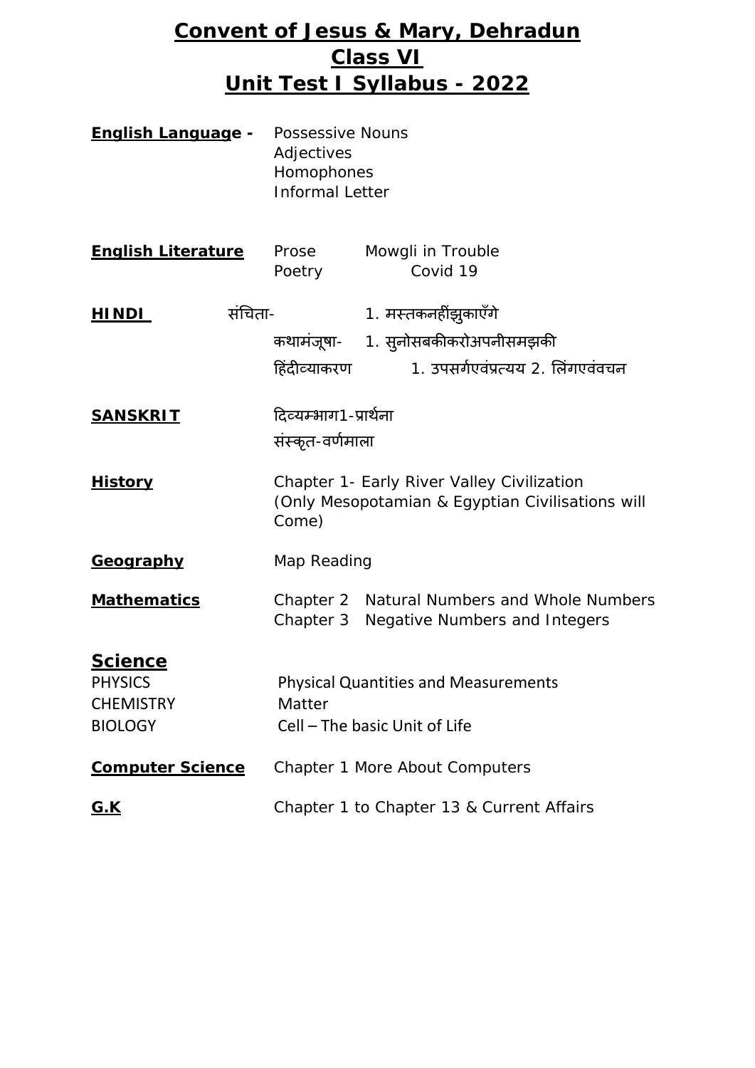# Convent of Jesus & Mary, Dehradun
## Class VI
## Unit Test I Syllabus - 2022

**English Language -**
- Possessive Nouns
- Adjectives
- Homophones
- Informal Letter

**English Literature**
- Prose — Mowgli in Trouble
- Poetry — Covid 19

**HINDI**
- संचिता- 1. मस्तकनहींझुकाएँगे
- कथामंजूषा- 1. सुनोसबकीकरोअपनीसमझकी
- हिंदीव्याकरण 1. उपसर्गएवंप्रत्यय 2. लिंगएवंवचन

**SANSKRIT**
- दिव्यम्भाग1-प्रार्थना
- संस्कृत-वर्णमाला

**History**
- Chapter 1- Early River Valley Civilization (Only Mesopotamian & Egyptian Civilisations will Come)

**Geography**
- Map Reading

**Mathematics**
- Chapter 2 Natural Numbers and Whole Numbers
- Chapter 3 Negative Numbers and Integers

**Science**
- PHYSICS — Physical Quantities and Measurements
- CHEMISTRY — Matter
- BIOLOGY — Cell – The basic Unit of Life

**Computer Science**
- Chapter 1 More About Computers

**G.K**
- Chapter 1 to Chapter 13 & Current Affairs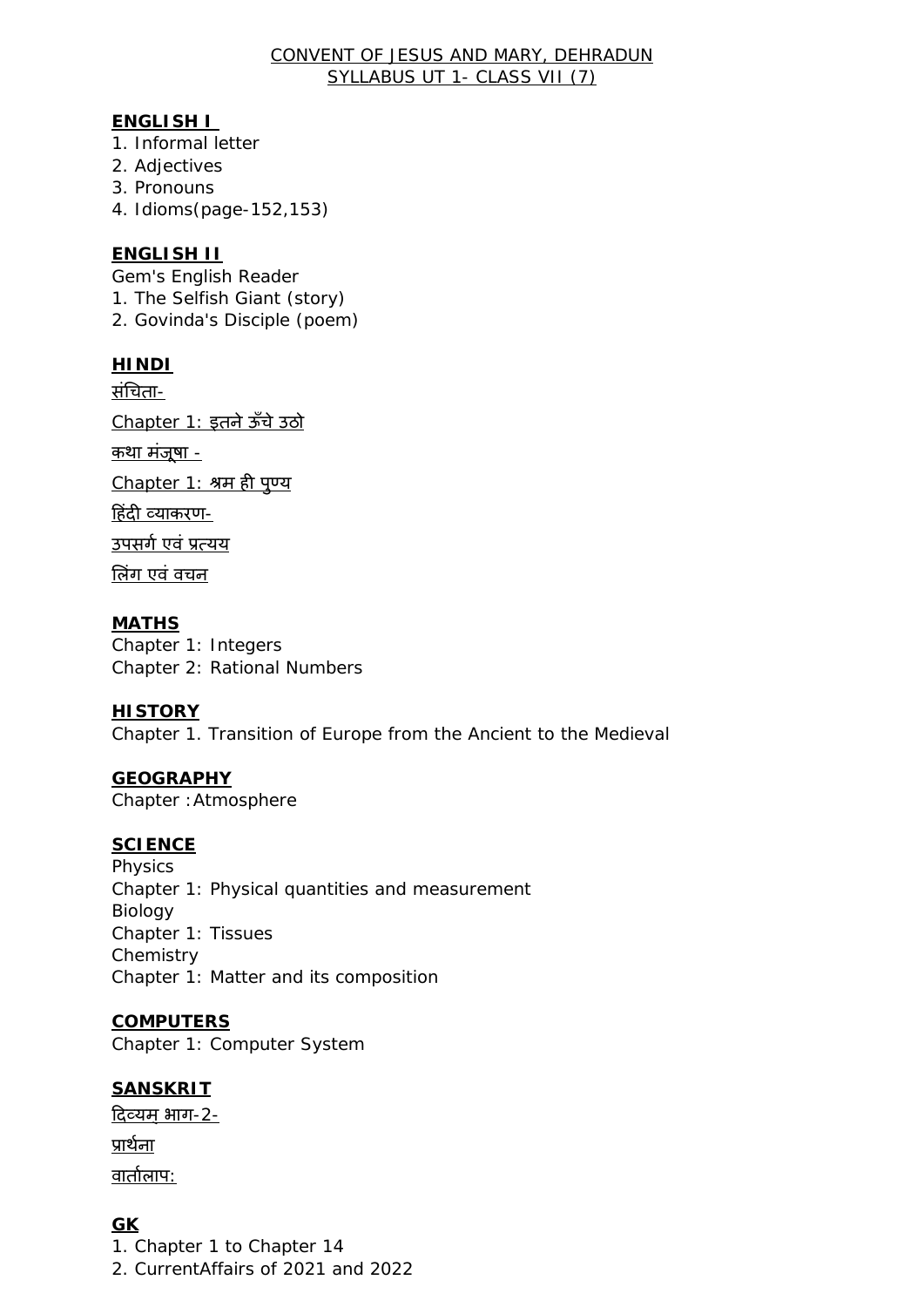CONVENT OF JESUS AND MARY, DEHRADUN
SYLLABUS UT 1- CLASS VII (7)

## ENGLISH I

1. Informal letter
2. Adjectives
3. Pronouns
4. Idioms(page-152,153)

## ENGLISH II

Gem's English Reader

1. The Selfish Giant (story)
2. Govinda's Disciple (poem)

## HINDI

संचिता-

Chapter 1: इतने ऊँचे उठो

कथा मंजूषा -

Chapter 1: श्रम ही पुण्य

हिंदी व्याकरण-

उपसर्ग एवं प्रत्यय

लिंग एवं वचन

## MATHS

Chapter 1: Integers
Chapter 2: Rational Numbers

## HISTORY

Chapter 1. Transition of Europe from the Ancient to the Medieval

## GEOGRAPHY

Chapter :Atmosphere

## SCIENCE

Physics
Chapter 1: Physical quantities and measurement
Biology
Chapter 1: Tissues
Chemistry
Chapter 1: Matter and its composition

## COMPUTERS

Chapter 1: Computer System

## SANSKRIT

दिव्यम् भाग-2-

प्रार्थना

वार्तालाप:

## GK

1. Chapter 1 to Chapter 14
2. CurrentAffairs of 2021 and 2022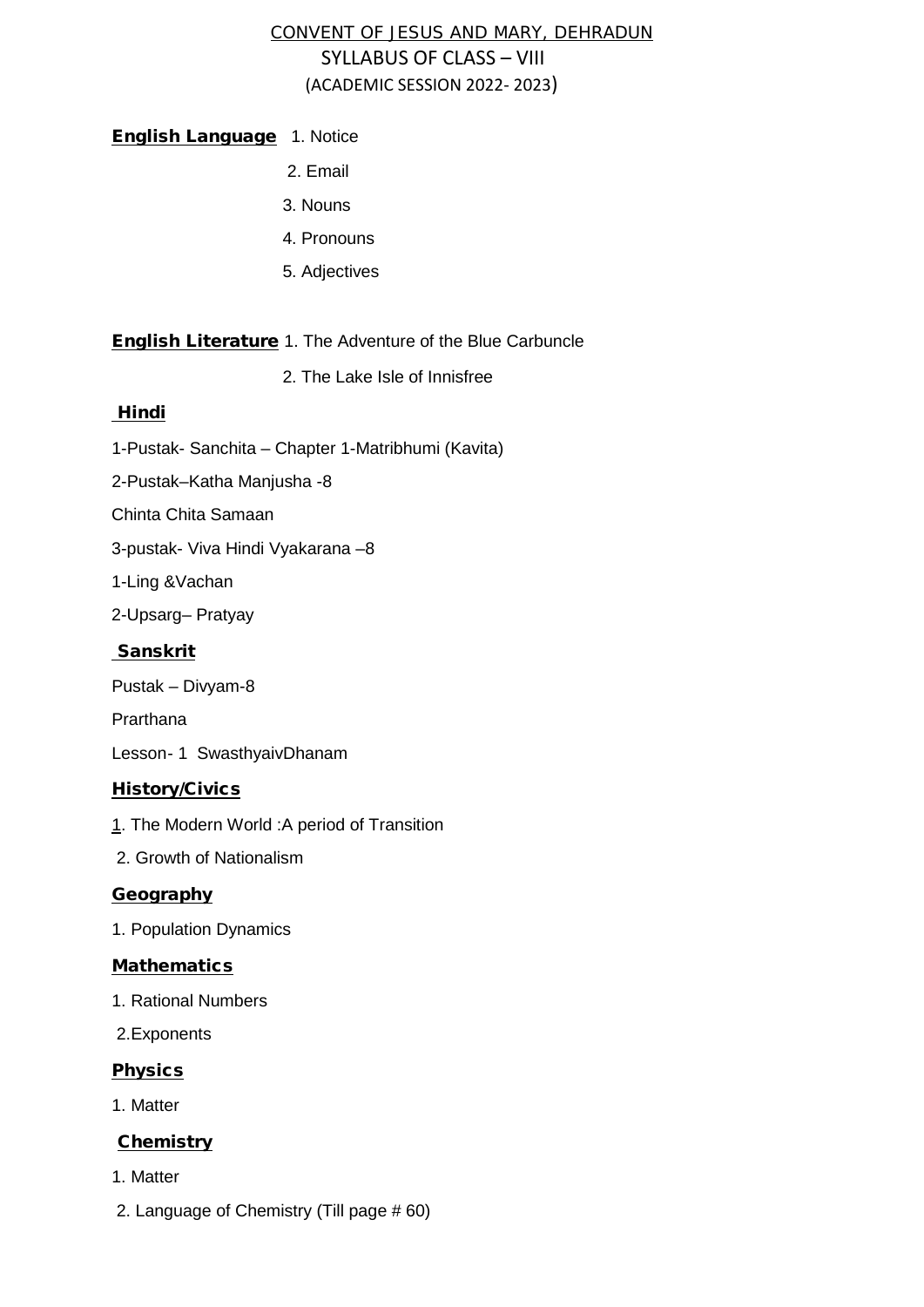# CONVENT OF JESUS AND MARY, DEHRADUN

## SYLLABUS OF CLASS – VIII

### (ACADEMIC SESSION 2022- 2023)

**English Language**

1. Notice
2. Email
3. Nouns
4. Pronouns
5. Adjectives

**English Literature**

1. The Adventure of the Blue Carbuncle
2. The Lake Isle of Innisfree

**Hindi**

1-Pustak- Sanchita – Chapter 1-Matribhumi (Kavita)

2-Pustak–Katha Manjusha -8

Chinta Chita Samaan

3-pustak- Viva Hindi Vyakarana –8

1-Ling &Vachan

2-Upsarg– Pratyay

**Sanskrit**

Pustak – Divyam-8

Prarthana

Lesson- 1 SwasthyaivDhanam

**History/Civics**

1. The Modern World :A period of Transition
2. Growth of Nationalism

**Geography**

1. Population Dynamics

**Mathematics**

1. Rational Numbers
2. Exponents

**Physics**

1. Matter

**Chemistry**

1. Matter
2. Language of Chemistry (Till page # 60)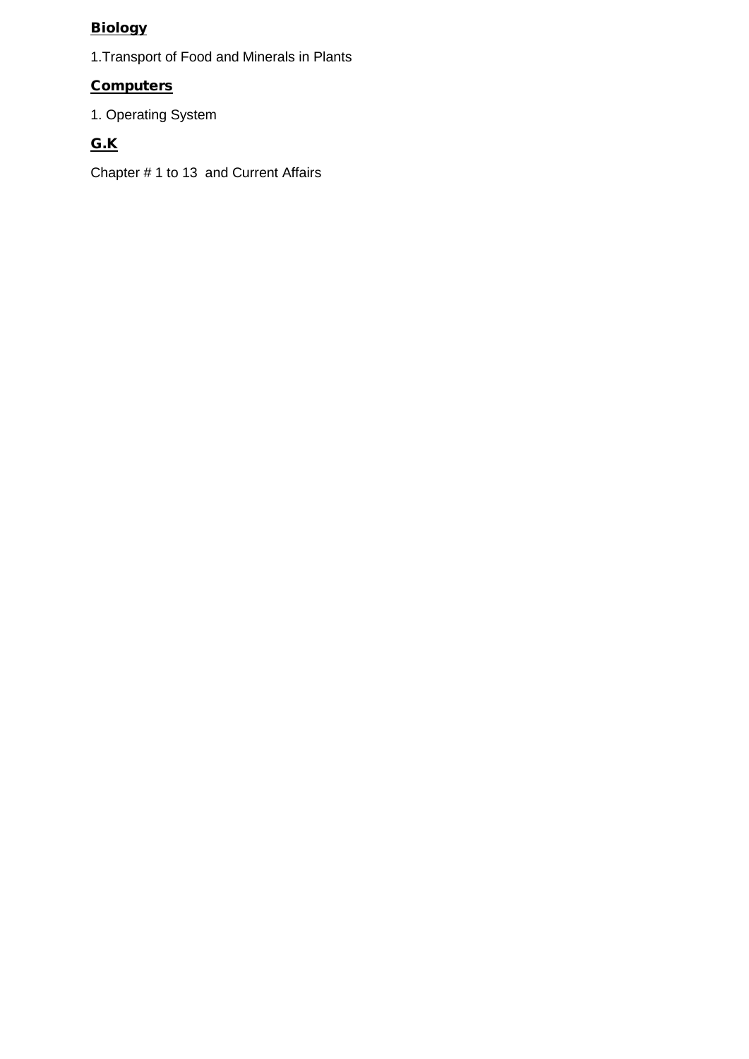## Biology

1.Transport of Food and Minerals in Plants

## Computers

1. Operating System

## G.K

Chapter # 1 to 13  and Current Affairs